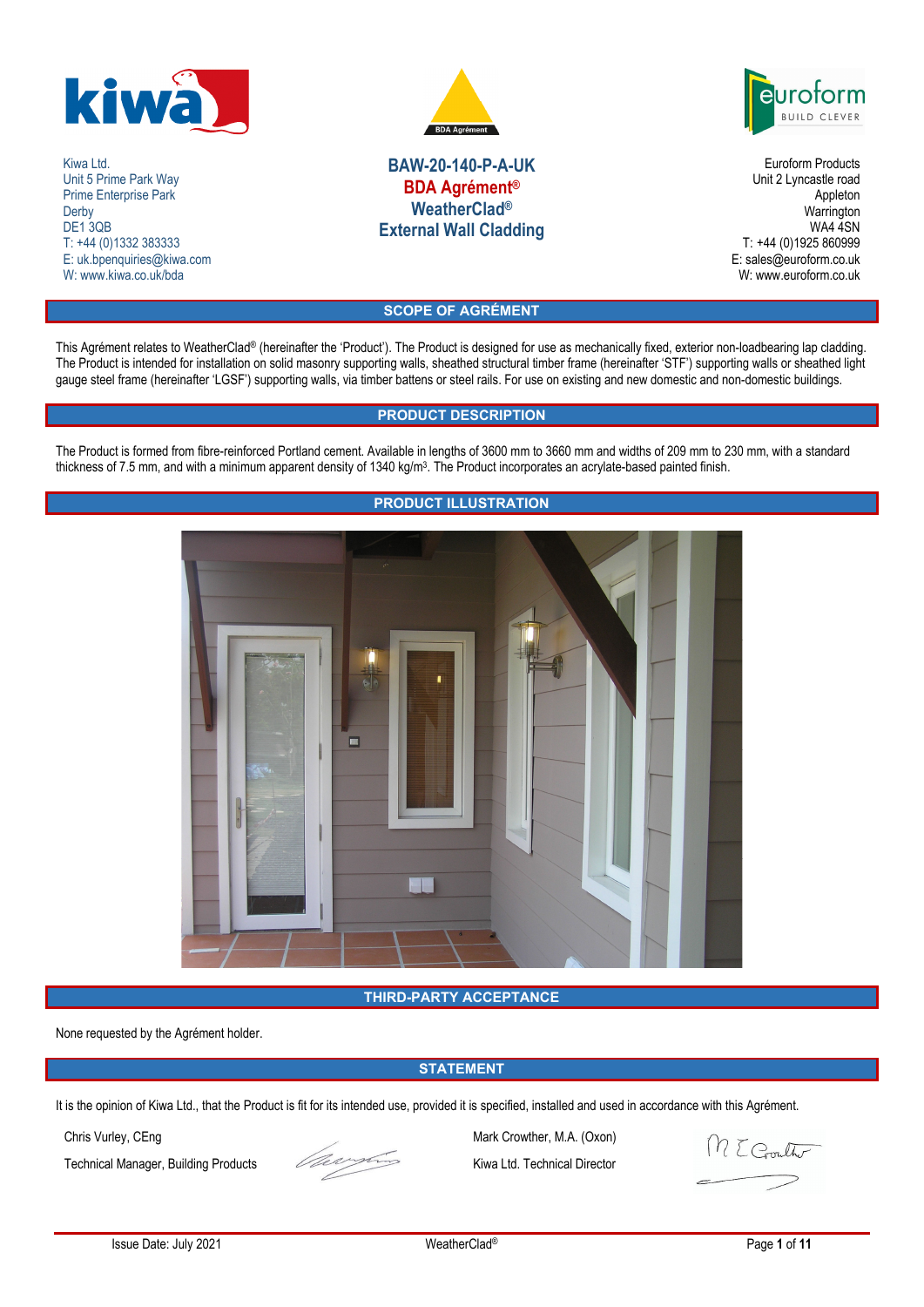Kiwa Ltd.
Unit 5 Prime Park Way
Prime Enterprise Park
Derby
DE1 3QB
T: +44 (0)1332 383333
E: uk.bpenquiries@kiwa.com
W: www.kiwa.co.uk/bda

# BAW-20-140-P-A-UK
# BDA Agrément®
# WeatherClad®
# External Wall Cladding

Euroform Products
Unit 2 Lyncastle road
Appleton
Warrington
WA4 4SN
T: +44 (0)1925 860999
E: sales@euroform.co.uk
W: www.euroform.co.uk

## SCOPE OF AGRÉMENT

This Agrément relates to WeatherClad® (hereinafter the 'Product'). The Product is designed for use as mechanically fixed, exterior non-loadbearing lap cladding. The Product is intended for installation on solid masonry supporting walls, sheathed structural timber frame (hereinafter 'STF') supporting walls or sheathed light gauge steel frame (hereinafter 'LGSF') supporting walls, via timber battens or steel rails. For use on existing and new domestic and non-domestic buildings.

## PRODUCT DESCRIPTION

The Product is formed from fibre-reinforced Portland cement. Available in lengths of 3600 mm to 3660 mm and widths of 209 mm to 230 mm, with a standard thickness of 7.5 mm, and with a minimum apparent density of 1340 kg/m³. The Product incorporates an acrylate-based painted finish.

## PRODUCT ILLUSTRATION

## THIRD-PARTY ACCEPTANCE

None requested by the Agrément holder.

## STATEMENT

It is the opinion of Kiwa Ltd., that the Product is fit for its intended use, provided it is specified, installed and used in accordance with this Agrément.

Chris Vurley, CEng
Technical Manager, Building Products

Mark Crowther, M.A. (Oxon)
Kiwa Ltd. Technical Director

Issue Date: July 2021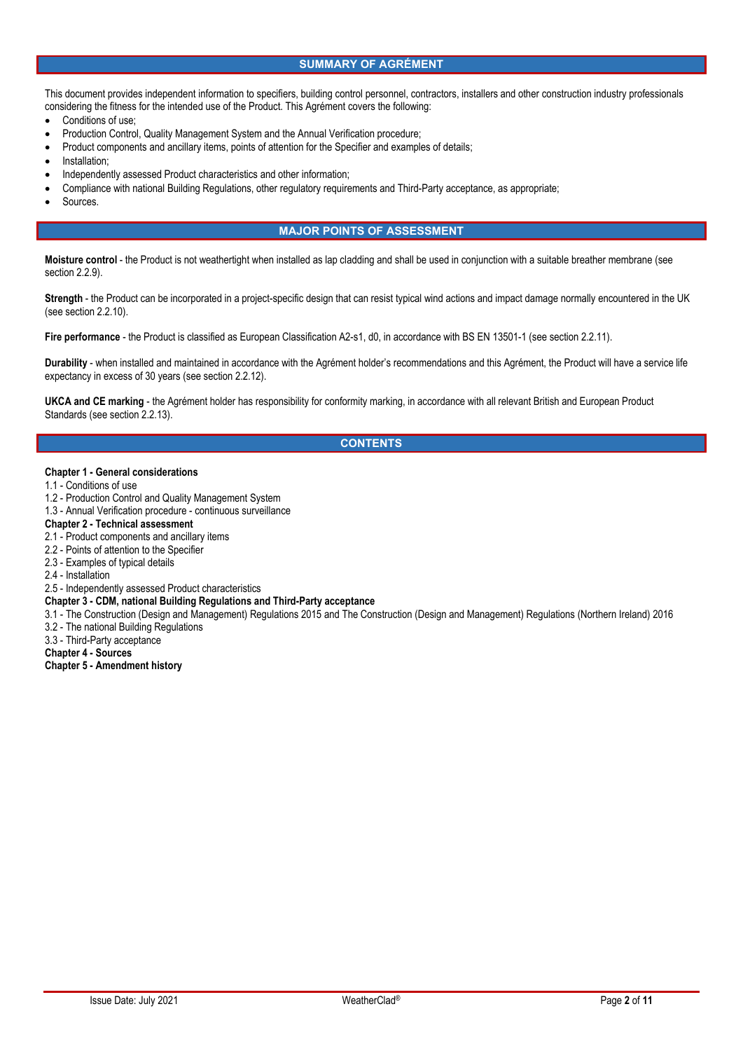## SUMMARY OF AGRÉMENT

This document provides independent information to specifiers, building control personnel, contractors, installers and other construction industry professionals considering the fitness for the intended use of the Product. This Agrément covers the following:

- Conditions of use;
- Production Control, Quality Management System and the Annual Verification procedure;
- Product components and ancillary items, points of attention for the Specifier and examples of details;
- Installation;
- Independently assessed Product characteristics and other information;
- Compliance with national Building Regulations, other regulatory requirements and Third-Party acceptance, as appropriate;
- Sources.

## MAJOR POINTS OF ASSESSMENT

**Moisture control** - the Product is not weathertight when installed as lap cladding and shall be used in conjunction with a suitable breather membrane (see section 2.2.9).

**Strength** - the Product can be incorporated in a project-specific design that can resist typical wind actions and impact damage normally encountered in the UK (see section 2.2.10).

**Fire performance** - the Product is classified as European Classification A2-s1, d0, in accordance with BS EN 13501-1 (see section 2.2.11).

**Durability** - when installed and maintained in accordance with the Agrément holder's recommendations and this Agrément, the Product will have a service life expectancy in excess of 30 years (see section 2.2.12).

**UKCA and CE marking** - the Agrément holder has responsibility for conformity marking, in accordance with all relevant British and European Product Standards (see section 2.2.13).

## CONTENTS

**Chapter 1 - General considerations**
1.1 - Conditions of use
1.2 - Production Control and Quality Management System
1.3 - Annual Verification procedure - continuous surveillance
**Chapter 2 - Technical assessment**
2.1 - Product components and ancillary items
2.2 - Points of attention to the Specifier
2.3 - Examples of typical details
2.4 - Installation
2.5 - Independently assessed Product characteristics
**Chapter 3 - CDM, national Building Regulations and Third-Party acceptance**
3.1 - The Construction (Design and Management) Regulations 2015 and The Construction (Design and Management) Regulations (Northern Ireland) 2016
3.2 - The national Building Regulations
3.3 - Third-Party acceptance
**Chapter 4 - Sources**
**Chapter 5 - Amendment history**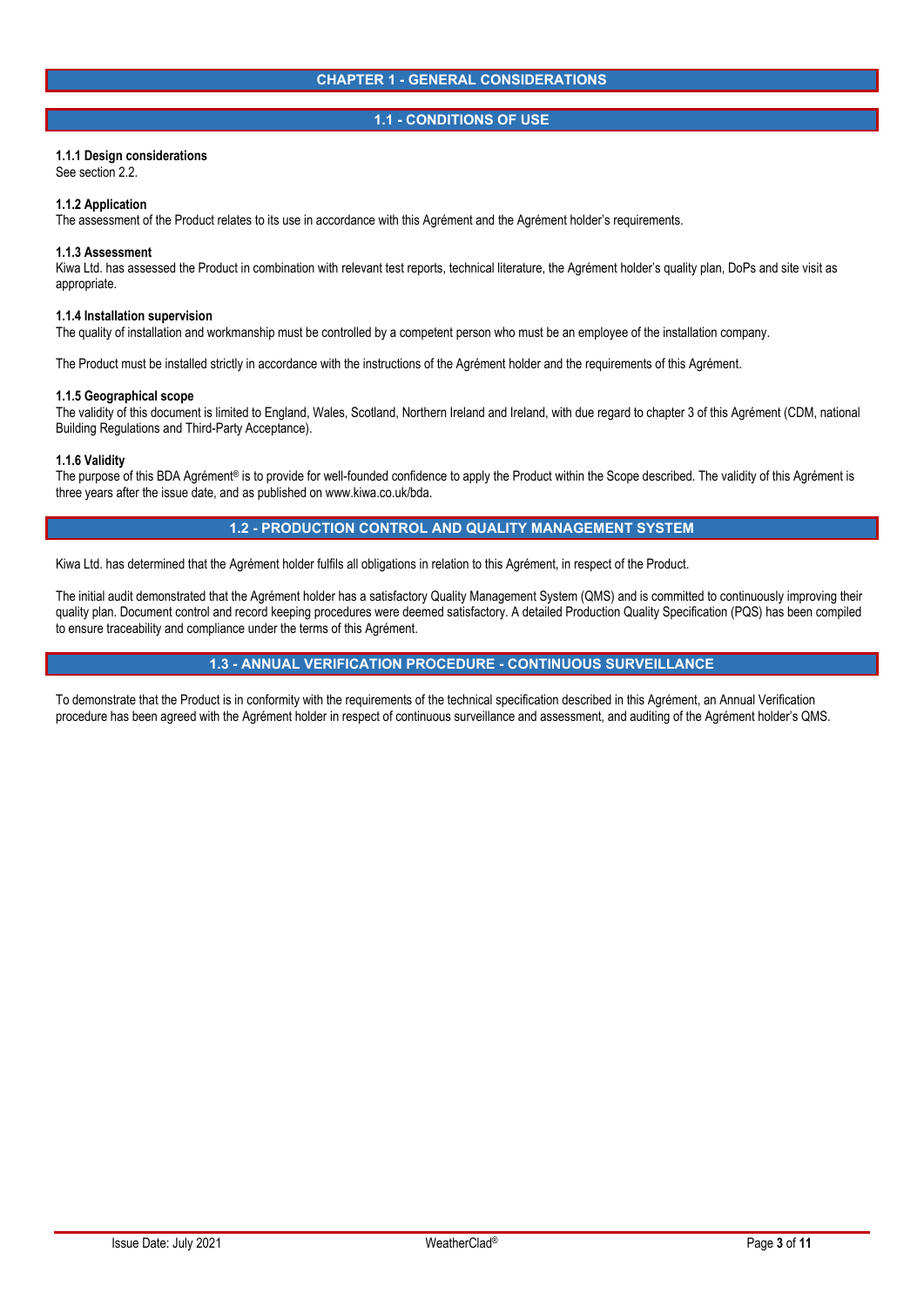# CHAPTER 1 - GENERAL CONSIDERATIONS

## 1.1 - CONDITIONS OF USE

**1.1.1 Design considerations**
See section 2.2.

**1.1.2 Application**
The assessment of the Product relates to its use in accordance with this Agrément and the Agrément holder's requirements.

**1.1.3 Assessment**
Kiwa Ltd. has assessed the Product in combination with relevant test reports, technical literature, the Agrément holder's quality plan, DoPs and site visit as appropriate.

**1.1.4 Installation supervision**
The quality of installation and workmanship must be controlled by a competent person who must be an employee of the installation company.

The Product must be installed strictly in accordance with the instructions of the Agrément holder and the requirements of this Agrément.

**1.1.5 Geographical scope**
The validity of this document is limited to England, Wales, Scotland, Northern Ireland and Ireland, with due regard to chapter 3 of this Agrément (CDM, national Building Regulations and Third-Party Acceptance).

**1.1.6 Validity**
The purpose of this BDA Agrément® is to provide for well-founded confidence to apply the Product within the Scope described. The validity of this Agrément is three years after the issue date, and as published on www.kiwa.co.uk/bda.

## 1.2 - PRODUCTION CONTROL AND QUALITY MANAGEMENT SYSTEM

Kiwa Ltd. has determined that the Agrément holder fulfils all obligations in relation to this Agrément, in respect of the Product.

The initial audit demonstrated that the Agrément holder has a satisfactory Quality Management System (QMS) and is committed to continuously improving their quality plan. Document control and record keeping procedures were deemed satisfactory. A detailed Production Quality Specification (PQS) has been compiled to ensure traceability and compliance under the terms of this Agrément.

## 1.3 - ANNUAL VERIFICATION PROCEDURE - CONTINUOUS SURVEILLANCE

To demonstrate that the Product is in conformity with the requirements of the technical specification described in this Agrément, an Annual Verification procedure has been agreed with the Agrément holder in respect of continuous surveillance and assessment, and auditing of the Agrément holder's QMS.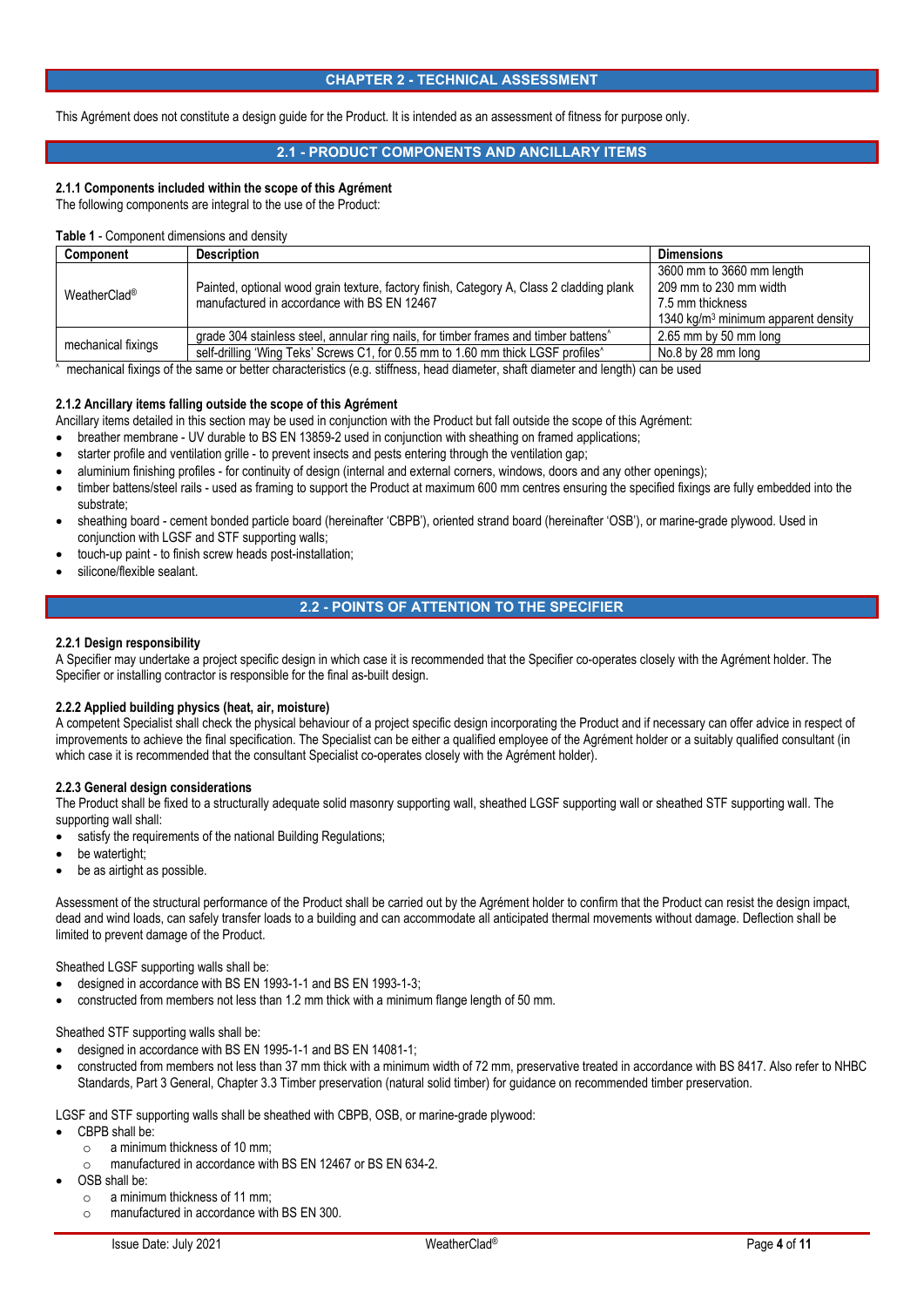# CHAPTER 2 - TECHNICAL ASSESSMENT

This Agrément does not constitute a design guide for the Product. It is intended as an assessment of fitness for purpose only.

## 2.1 - PRODUCT COMPONENTS AND ANCILLARY ITEMS

**2.1.1 Components included within the scope of this Agrément**

The following components are integral to the use of the Product:

**Table 1** - Component dimensions and density

| Component | Description | Dimensions |
|---|---|---|
| WeatherClad® | Painted, optional wood grain texture, factory finish, Category A, Class 2 cladding plank manufactured in accordance with BS EN 12467 | 3600 mm to 3660 mm length<br>209 mm to 230 mm width<br>7.5 mm thickness<br>1340 kg/m³ minimum apparent density |
| mechanical fixings | grade 304 stainless steel, annular ring nails, for timber frames and timber battens^ | 2.65 mm by 50 mm long |
| | self-drilling 'Wing Teks' Screws C1, for 0.55 mm to 1.60 mm thick LGSF profiles^ | No.8 by 28 mm long |

^ mechanical fixings of the same or better characteristics (e.g. stiffness, head diameter, shaft diameter and length) can be used

**2.1.2 Ancillary items falling outside the scope of this Agrément**

Ancillary items detailed in this section may be used in conjunction with the Product but fall outside the scope of this Agrément:

- breather membrane - UV durable to BS EN 13859-2 used in conjunction with sheathing on framed applications;
- starter profile and ventilation grille - to prevent insects and pests entering through the ventilation gap;
- aluminium finishing profiles - for continuity of design (internal and external corners, windows, doors and any other openings);
- timber battens/steel rails - used as framing to support the Product at maximum 600 mm centres ensuring the specified fixings are fully embedded into the substrate;
- sheathing board - cement bonded particle board (hereinafter 'CBPB'), oriented strand board (hereinafter 'OSB'), or marine-grade plywood. Used in conjunction with LGSF and STF supporting walls;
- touch-up paint - to finish screw heads post-installation;
- silicone/flexible sealant.

## 2.2 - POINTS OF ATTENTION TO THE SPECIFIER

**2.2.1 Design responsibility**

A Specifier may undertake a project specific design in which case it is recommended that the Specifier co-operates closely with the Agrément holder. The Specifier or installing contractor is responsible for the final as-built design.

**2.2.2 Applied building physics (heat, air, moisture)**

A competent Specialist shall check the physical behaviour of a project specific design incorporating the Product and if necessary can offer advice in respect of improvements to achieve the final specification. The Specialist can be either a qualified employee of the Agrément holder or a suitably qualified consultant (in which case it is recommended that the consultant Specialist co-operates closely with the Agrément holder).

**2.2.3 General design considerations**

The Product shall be fixed to a structurally adequate solid masonry supporting wall, sheathed LGSF supporting wall or sheathed STF supporting wall. The supporting wall shall:

- satisfy the requirements of the national Building Regulations;
- be watertight;
- be as airtight as possible.

Assessment of the structural performance of the Product shall be carried out by the Agrément holder to confirm that the Product can resist the design impact, dead and wind loads, can safely transfer loads to a building and can accommodate all anticipated thermal movements without damage. Deflection shall be limited to prevent damage of the Product.

Sheathed LGSF supporting walls shall be:

- designed in accordance with BS EN 1993-1-1 and BS EN 1993-1-3;
- constructed from members not less than 1.2 mm thick with a minimum flange length of 50 mm.

Sheathed STF supporting walls shall be:

- designed in accordance with BS EN 1995-1-1 and BS EN 14081-1;
- constructed from members not less than 37 mm thick with a minimum width of 72 mm, preservative treated in accordance with BS 8417. Also refer to NHBC Standards, Part 3 General, Chapter 3.3 Timber preservation (natural solid timber) for guidance on recommended timber preservation.

LGSF and STF supporting walls shall be sheathed with CBPB, OSB, or marine-grade plywood:

- CBPB shall be:
  - a minimum thickness of 10 mm;
  - manufactured in accordance with BS EN 12467 or BS EN 634-2.
- OSB shall be:
  - a minimum thickness of 11 mm;
  - manufactured in accordance with BS EN 300.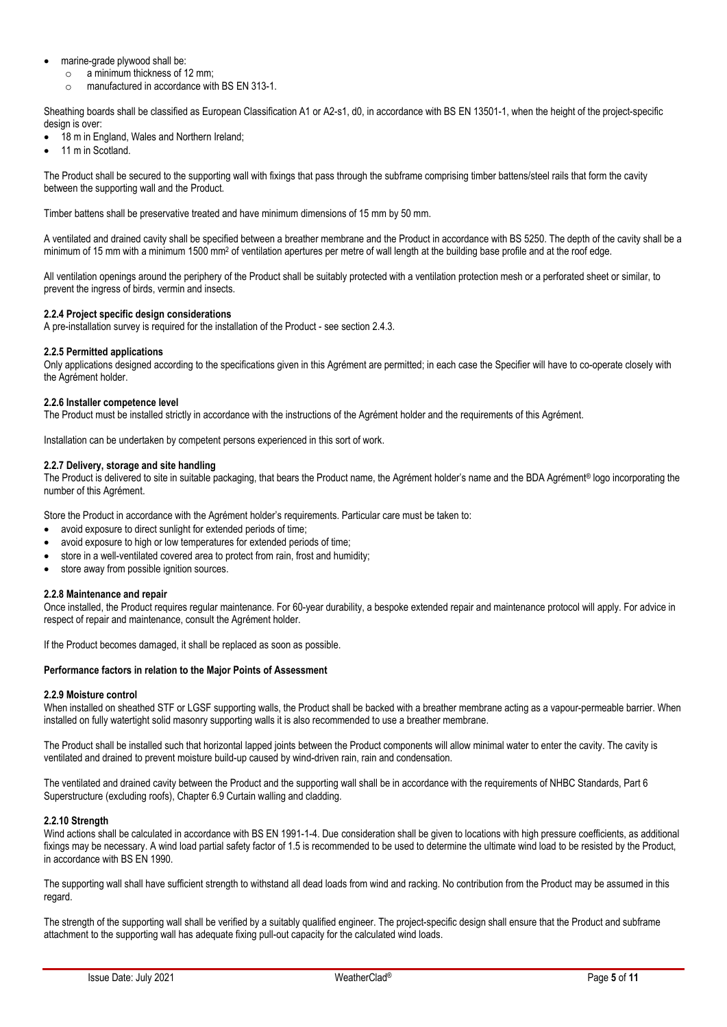- marine-grade plywood shall be:
  - a minimum thickness of 12 mm;
  - manufactured in accordance with BS EN 313-1.

Sheathing boards shall be classified as European Classification A1 or A2-s1, d0, in accordance with BS EN 13501-1, when the height of the project-specific design is over:

- 18 m in England, Wales and Northern Ireland;
- 11 m in Scotland.

The Product shall be secured to the supporting wall with fixings that pass through the subframe comprising timber battens/steel rails that form the cavity between the supporting wall and the Product.

Timber battens shall be preservative treated and have minimum dimensions of 15 mm by 50 mm.

A ventilated and drained cavity shall be specified between a breather membrane and the Product in accordance with BS 5250. The depth of the cavity shall be a minimum of 15 mm with a minimum 1500 mm$^2$ of ventilation apertures per metre of wall length at the building base profile and at the roof edge.

All ventilation openings around the periphery of the Product shall be suitably protected with a ventilation protection mesh or a perforated sheet or similar, to prevent the ingress of birds, vermin and insects.

#### 2.2.4 Project specific design considerations

A pre-installation survey is required for the installation of the Product - see section 2.4.3.

#### 2.2.5 Permitted applications

Only applications designed according to the specifications given in this Agrément are permitted; in each case the Specifier will have to co-operate closely with the Agrément holder.

#### 2.2.6 Installer competence level

The Product must be installed strictly in accordance with the instructions of the Agrément holder and the requirements of this Agrément.

Installation can be undertaken by competent persons experienced in this sort of work.

#### 2.2.7 Delivery, storage and site handling

The Product is delivered to site in suitable packaging, that bears the Product name, the Agrément holder's name and the BDA Agrément® logo incorporating the number of this Agrément.

Store the Product in accordance with the Agrément holder's requirements. Particular care must be taken to:

- avoid exposure to direct sunlight for extended periods of time;
- avoid exposure to high or low temperatures for extended periods of time;
- store in a well-ventilated covered area to protect from rain, frost and humidity;
- store away from possible ignition sources.

#### 2.2.8 Maintenance and repair

Once installed, the Product requires regular maintenance. For 60-year durability, a bespoke extended repair and maintenance protocol will apply. For advice in respect of repair and maintenance, consult the Agrément holder.

If the Product becomes damaged, it shall be replaced as soon as possible.

### Performance factors in relation to the Major Points of Assessment

#### 2.2.9 Moisture control

When installed on sheathed STF or LGSF supporting walls, the Product shall be backed with a breather membrane acting as a vapour-permeable barrier. When installed on fully watertight solid masonry supporting walls it is also recommended to use a breather membrane.

The Product shall be installed such that horizontal lapped joints between the Product components will allow minimal water to enter the cavity. The cavity is ventilated and drained to prevent moisture build-up caused by wind-driven rain, rain and condensation.

The ventilated and drained cavity between the Product and the supporting wall shall be in accordance with the requirements of NHBC Standards, Part 6 Superstructure (excluding roofs), Chapter 6.9 Curtain walling and cladding.

#### 2.2.10 Strength

Wind actions shall be calculated in accordance with BS EN 1991-1-4. Due consideration shall be given to locations with high pressure coefficients, as additional fixings may be necessary. A wind load partial safety factor of 1.5 is recommended to be used to determine the ultimate wind load to be resisted by the Product, in accordance with BS EN 1990.

The supporting wall shall have sufficient strength to withstand all dead loads from wind and racking. No contribution from the Product may be assumed in this regard.

The strength of the supporting wall shall be verified by a suitably qualified engineer. The project-specific design shall ensure that the Product and subframe attachment to the supporting wall has adequate fixing pull-out capacity for the calculated wind loads.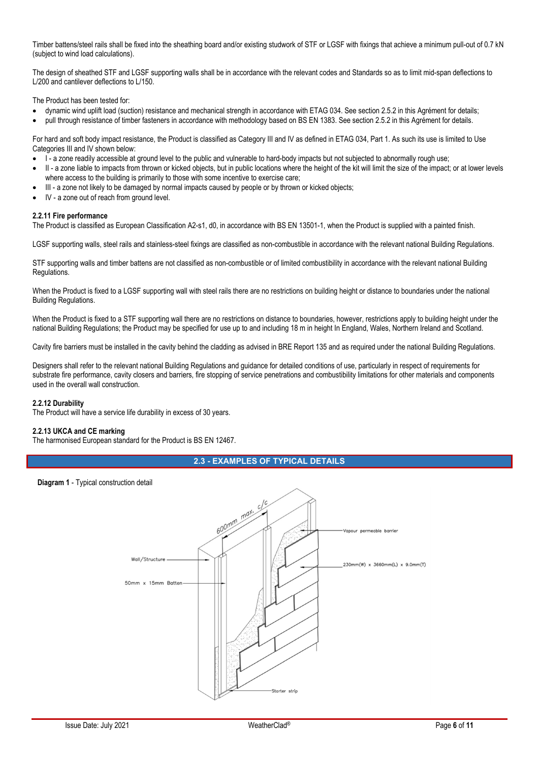Timber battens/steel rails shall be fixed into the sheathing board and/or existing studwork of STF or LGSF with fixings that achieve a minimum pull-out of 0.7 kN (subject to wind load calculations).

The design of sheathed STF and LGSF supporting walls shall be in accordance with the relevant codes and Standards so as to limit mid-span deflections to L/200 and cantilever deflections to L/150.

The Product has been tested for:

- dynamic wind uplift load (suction) resistance and mechanical strength in accordance with ETAG 034. See section 2.5.2 in this Agrément for details;
- pull through resistance of timber fasteners in accordance with methodology based on BS EN 1383. See section 2.5.2 in this Agrément for details.

For hard and soft body impact resistance, the Product is classified as Category III and IV as defined in ETAG 034, Part 1. As such its use is limited to Use Categories III and IV shown below:

- I - a zone readily accessible at ground level to the public and vulnerable to hard-body impacts but not subjected to abnormally rough use;
- II - a zone liable to impacts from thrown or kicked objects, but in public locations where the height of the kit will limit the size of the impact; or at lower levels where access to the building is primarily to those with some incentive to exercise care;
- III - a zone not likely to be damaged by normal impacts caused by people or by thrown or kicked objects;
- IV - a zone out of reach from ground level.

#### 2.2.11 Fire performance

The Product is classified as European Classification A2-s1, d0, in accordance with BS EN 13501-1, when the Product is supplied with a painted finish.

LGSF supporting walls, steel rails and stainless-steel fixings are classified as non-combustible in accordance with the relevant national Building Regulations.

STF supporting walls and timber battens are not classified as non-combustible or of limited combustibility in accordance with the relevant national Building Regulations.

When the Product is fixed to a LGSF supporting wall with steel rails there are no restrictions on building height or distance to boundaries under the national Building Regulations.

When the Product is fixed to a STF supporting wall there are no restrictions on distance to boundaries, however, restrictions apply to building height under the national Building Regulations; the Product may be specified for use up to and including 18 m in height In England, Wales, Northern Ireland and Scotland.

Cavity fire barriers must be installed in the cavity behind the cladding as advised in BRE Report 135 and as required under the national Building Regulations.

Designers shall refer to the relevant national Building Regulations and guidance for detailed conditions of use, particularly in respect of requirements for substrate fire performance, cavity closers and barriers, fire stopping of service penetrations and combustibility limitations for other materials and components used in the overall wall construction.

#### 2.2.12 Durability

The Product will have a service life durability in excess of 30 years.

#### 2.2.13 UKCA and CE marking

The harmonised European standard for the Product is BS EN 12467.

## 2.3 - EXAMPLES OF TYPICAL DETAILS

**Diagram 1** - Typical construction detail

600mm max. c/c

Wall/Structure

50mm x 15mm Batten

Vapour permeable barrier

230mm(W) x 3660mm(L) x 9.0mm(T)

Starter strip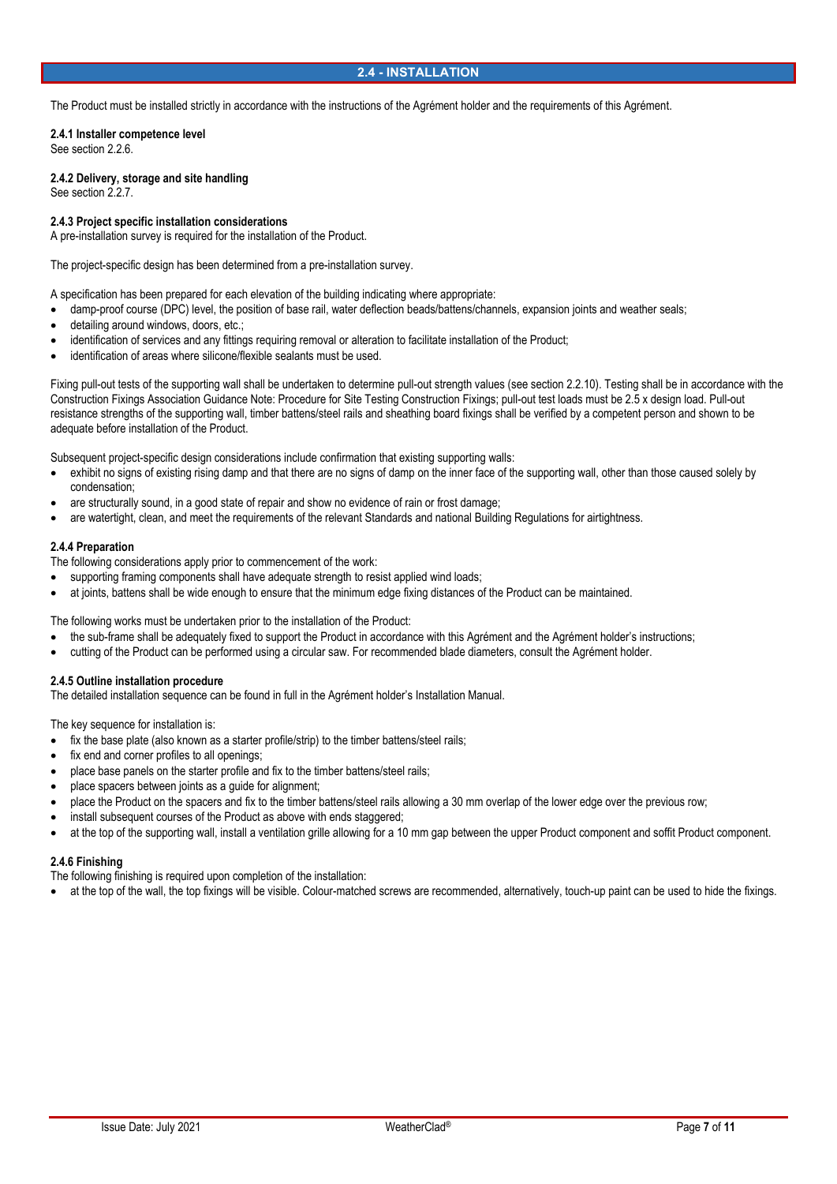## 2.4 - INSTALLATION

The Product must be installed strictly in accordance with the instructions of the Agrément holder and the requirements of this Agrément.

### 2.4.1 Installer competence level

See section 2.2.6.

### 2.4.2 Delivery, storage and site handling

See section 2.2.7.

### 2.4.3 Project specific installation considerations

A pre-installation survey is required for the installation of the Product.

The project-specific design has been determined from a pre-installation survey.

A specification has been prepared for each elevation of the building indicating where appropriate:

- damp-proof course (DPC) level, the position of base rail, water deflection beads/battens/channels, expansion joints and weather seals;
- detailing around windows, doors, etc.;
- identification of services and any fittings requiring removal or alteration to facilitate installation of the Product;
- identification of areas where silicone/flexible sealants must be used.

Fixing pull-out tests of the supporting wall shall be undertaken to determine pull-out strength values (see section 2.2.10). Testing shall be in accordance with the Construction Fixings Association Guidance Note: Procedure for Site Testing Construction Fixings; pull-out test loads must be 2.5 x design load. Pull-out resistance strengths of the supporting wall, timber battens/steel rails and sheathing board fixings shall be verified by a competent person and shown to be adequate before installation of the Product.

Subsequent project-specific design considerations include confirmation that existing supporting walls:

- exhibit no signs of existing rising damp and that there are no signs of damp on the inner face of the supporting wall, other than those caused solely by condensation;
- are structurally sound, in a good state of repair and show no evidence of rain or frost damage;
- are watertight, clean, and meet the requirements of the relevant Standards and national Building Regulations for airtightness.

### 2.4.4 Preparation

The following considerations apply prior to commencement of the work:

- supporting framing components shall have adequate strength to resist applied wind loads;
- at joints, battens shall be wide enough to ensure that the minimum edge fixing distances of the Product can be maintained.

The following works must be undertaken prior to the installation of the Product:

- the sub-frame shall be adequately fixed to support the Product in accordance with this Agrément and the Agrément holder's instructions;
- cutting of the Product can be performed using a circular saw. For recommended blade diameters, consult the Agrément holder.

### 2.4.5 Outline installation procedure

The detailed installation sequence can be found in full in the Agrément holder's Installation Manual.

The key sequence for installation is:

- fix the base plate (also known as a starter profile/strip) to the timber battens/steel rails;
- fix end and corner profiles to all openings;
- place base panels on the starter profile and fix to the timber battens/steel rails;
- place spacers between joints as a guide for alignment;
- place the Product on the spacers and fix to the timber battens/steel rails allowing a 30 mm overlap of the lower edge over the previous row;
- install subsequent courses of the Product as above with ends staggered;
- at the top of the supporting wall, install a ventilation grille allowing for a 10 mm gap between the upper Product component and soffit Product component.

### 2.4.6 Finishing

The following finishing is required upon completion of the installation:

- at the top of the wall, the top fixings will be visible. Colour-matched screws are recommended, alternatively, touch-up paint can be used to hide the fixings.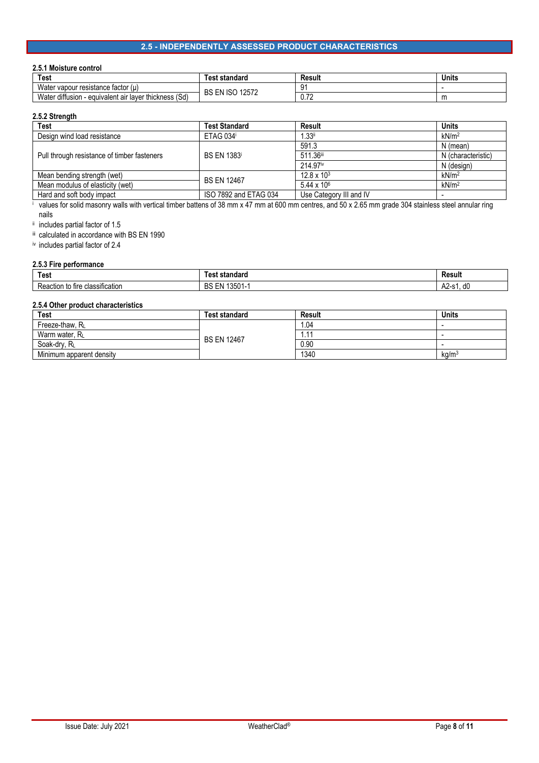## 2.5 - INDEPENDENTLY ASSESSED PRODUCT CHARACTERISTICS

### 2.5.1 Moisture control

| Test | Test standard | Result | Units |
|---|---|---|---|
| Water vapour resistance factor (μ) | BS EN ISO 12572 | 91 | - |
| Water diffusion - equivalent air layer thickness (Sd) | | 0.72 | m |

### 2.5.2 Strength

| Test | Test Standard | Result | Units |
|---|---|---|---|
| Design wind load resistance | ETAG 034[i] | 1.33[ii] | $kN/m^2$ |
| Pull through resistance of timber fasteners | BS EN 1383[i] | 591.3 | N (mean) |
| | | 511.36[iii] | N (characteristic) |
| | | 214.97[iv] | N (design) |
| Mean bending strength (wet) | BS EN 12467 | $12.8 \times 10^3$ | $kN/m^2$ |
| Mean modulus of elasticity (wet) | | $5.44 \times 10^6$ | $kN/m^2$ |
| Hard and soft body impact | ISO 7892 and ETAG 034 | Use Category III and IV | - |

[i] values for solid masonry walls with vertical timber battens of 38 mm x 47 mm at 600 mm centres, and 50 x 2.65 mm grade 304 stainless steel annular ring nails

[ii] includes partial factor of 1.5

[iii] calculated in accordance with BS EN 1990

[iv] includes partial factor of 2.4

### 2.5.3 Fire performance

| Test | Test standard | Result |
|---|---|---|
| Reaction to fire classification | BS EN 13501-1 | A2-s1, d0 |

### 2.5.4 Other product characteristics

| Test | Test standard | Result | Units |
|---|---|---|---|
| Freeze-thaw, $R_L$ | BS EN 12467 | 1.04 | - |
| Warm water, $R_L$ | | 1.11 | - |
| Soak-dry, $R_L$ | | 0.90 | - |
| Minimum apparent density | | 1340 | $kg/m^3$ |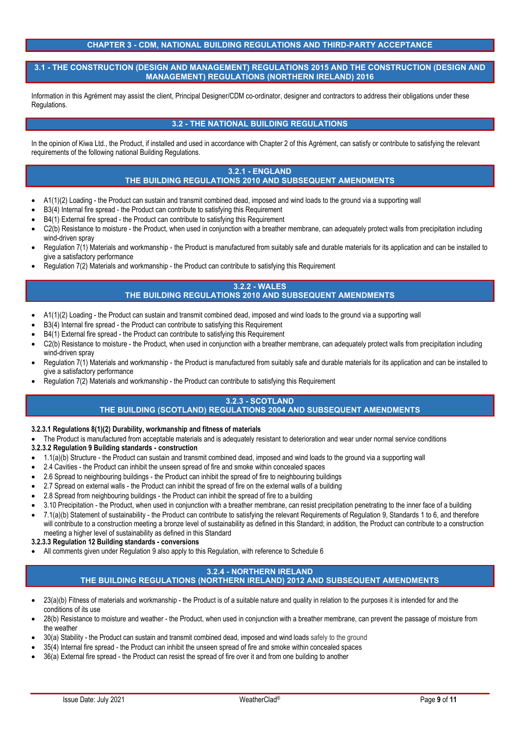# CHAPTER 3 - CDM, NATIONAL BUILDING REGULATIONS AND THIRD-PARTY ACCEPTANCE

## 3.1 - THE CONSTRUCTION (DESIGN AND MANAGEMENT) REGULATIONS 2015 AND THE CONSTRUCTION (DESIGN AND MANAGEMENT) REGULATIONS (NORTHERN IRELAND) 2016

Information in this Agrément may assist the client, Principal Designer/CDM co-ordinator, designer and contractors to address their obligations under these Regulations.

## 3.2 - THE NATIONAL BUILDING REGULATIONS

In the opinion of Kiwa Ltd., the Product, if installed and used in accordance with Chapter 2 of this Agrément, can satisfy or contribute to satisfying the relevant requirements of the following national Building Regulations.

### 3.2.1 - ENGLAND
### THE BUILDING REGULATIONS 2010 AND SUBSEQUENT AMENDMENTS

- A1(1)(2) Loading - the Product can sustain and transmit combined dead, imposed and wind loads to the ground via a supporting wall
- B3(4) Internal fire spread - the Product can contribute to satisfying this Requirement
- B4(1) External fire spread - the Product can contribute to satisfying this Requirement
- C2(b) Resistance to moisture - the Product, when used in conjunction with a breather membrane, can adequately protect walls from precipitation including wind-driven spray
- Regulation 7(1) Materials and workmanship - the Product is manufactured from suitably safe and durable materials for its application and can be installed to give a satisfactory performance
- Regulation 7(2) Materials and workmanship - the Product can contribute to satisfying this Requirement

### 3.2.2 - WALES
### THE BUILDING REGULATIONS 2010 AND SUBSEQUENT AMENDMENTS

- A1(1)(2) Loading - the Product can sustain and transmit combined dead, imposed and wind loads to the ground via a supporting wall
- B3(4) Internal fire spread - the Product can contribute to satisfying this Requirement
- B4(1) External fire spread - the Product can contribute to satisfying this Requirement
- C2(b) Resistance to moisture - the Product, when used in conjunction with a breather membrane, can adequately protect walls from precipitation including wind-driven spray
- Regulation 7(1) Materials and workmanship - the Product is manufactured from suitably safe and durable materials for its application and can be installed to give a satisfactory performance
- Regulation 7(2) Materials and workmanship - the Product can contribute to satisfying this Requirement

### 3.2.3 - SCOTLAND
### THE BUILDING (SCOTLAND) REGULATIONS 2004 AND SUBSEQUENT AMENDMENTS

**3.2.3.1 Regulations 8(1)(2) Durability, workmanship and fitness of materials**

- The Product is manufactured from acceptable materials and is adequately resistant to deterioration and wear under normal service conditions

**3.2.3.2 Regulation 9 Building standards - construction**

- 1.1(a)(b) Structure - the Product can sustain and transmit combined dead, imposed and wind loads to the ground via a supporting wall
- 2.4 Cavities - the Product can inhibit the unseen spread of fire and smoke within concealed spaces
- 2.6 Spread to neighbouring buildings - the Product can inhibit the spread of fire to neighbouring buildings
- 2.7 Spread on external walls - the Product can inhibit the spread of fire on the external walls of a building
- 2.8 Spread from neighbouring buildings - the Product can inhibit the spread of fire to a building
- 3.10 Precipitation - the Product, when used in conjunction with a breather membrane, can resist precipitation penetrating to the inner face of a building
- 7.1(a)(b) Statement of sustainability - the Product can contribute to satisfying the relevant Requirements of Regulation 9, Standards 1 to 6, and therefore will contribute to a construction meeting a bronze level of sustainability as defined in this Standard; in addition, the Product can contribute to a construction meeting a higher level of sustainability as defined in this Standard

**3.2.3.3 Regulation 12 Building standards - conversions**

- All comments given under Regulation 9 also apply to this Regulation, with reference to Schedule 6

### 3.2.4 - NORTHERN IRELAND
### THE BUILDING REGULATIONS (NORTHERN IRELAND) 2012 AND SUBSEQUENT AMENDMENTS

- 23(a)(b) Fitness of materials and workmanship - the Product is of a suitable nature and quality in relation to the purposes it is intended for and the conditions of its use
- 28(b) Resistance to moisture and weather - the Product, when used in conjunction with a breather membrane, can prevent the passage of moisture from the weather
- 30(a) Stability - the Product can sustain and transmit combined dead, imposed and wind loads safely to the ground
- 35(4) Internal fire spread - the Product can inhibit the unseen spread of fire and smoke within concealed spaces
- 36(a) External fire spread - the Product can resist the spread of fire over it and from one building to another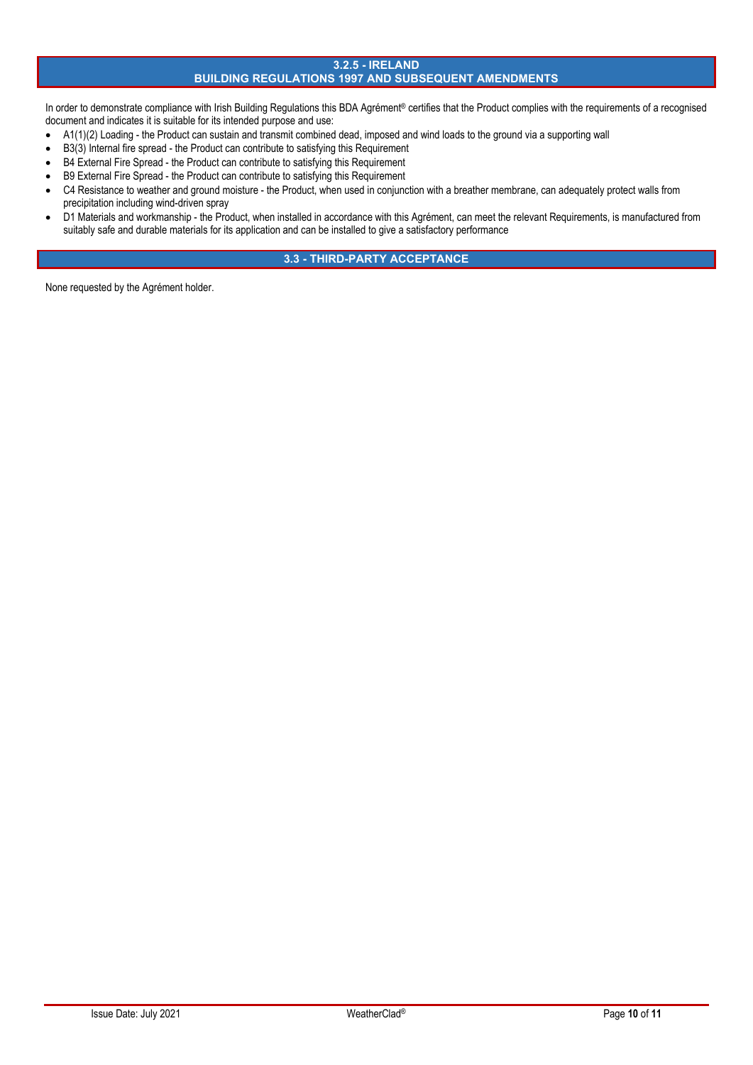### 3.2.5 - IRELAND
### BUILDING REGULATIONS 1997 AND SUBSEQUENT AMENDMENTS

In order to demonstrate compliance with Irish Building Regulations this BDA Agrément® certifies that the Product complies with the requirements of a recognised document and indicates it is suitable for its intended purpose and use:

- A1(1)(2) Loading - the Product can sustain and transmit combined dead, imposed and wind loads to the ground via a supporting wall
- B3(3) Internal fire spread - the Product can contribute to satisfying this Requirement
- B4 External Fire Spread - the Product can contribute to satisfying this Requirement
- B9 External Fire Spread - the Product can contribute to satisfying this Requirement
- C4 Resistance to weather and ground moisture - the Product, when used in conjunction with a breather membrane, can adequately protect walls from precipitation including wind-driven spray
- D1 Materials and workmanship - the Product, when installed in accordance with this Agrément, can meet the relevant Requirements, is manufactured from suitably safe and durable materials for its application and can be installed to give a satisfactory performance

## 3.3 - THIRD-PARTY ACCEPTANCE

None requested by the Agrément holder.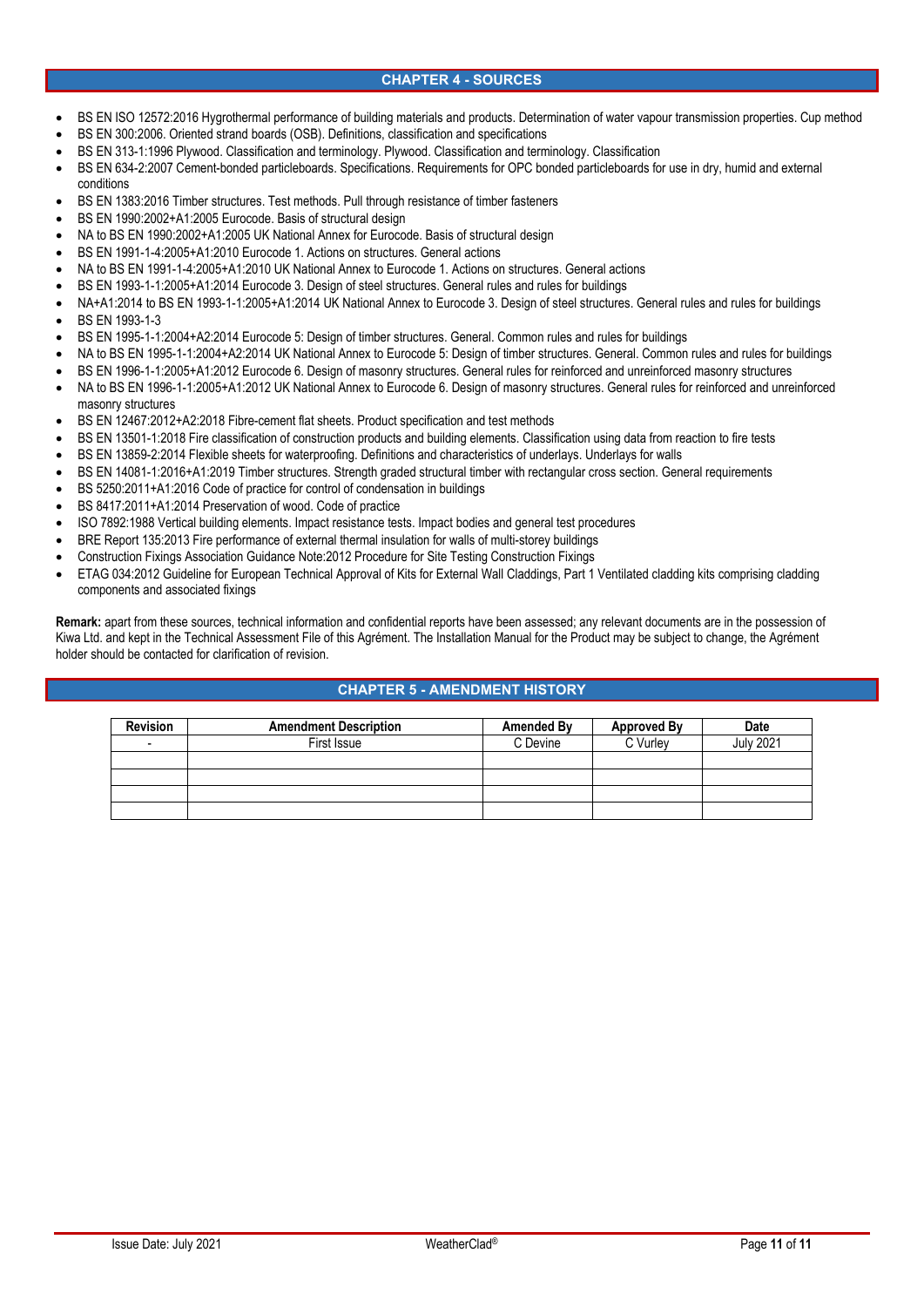## CHAPTER 4 - SOURCES

- BS EN ISO 12572:2016 Hygrothermal performance of building materials and products. Determination of water vapour transmission properties. Cup method
- BS EN 300:2006. Oriented strand boards (OSB). Definitions, classification and specifications
- BS EN 313-1:1996 Plywood. Classification and terminology. Plywood. Classification and terminology. Classification
- BS EN 634-2:2007 Cement-bonded particleboards. Specifications. Requirements for OPC bonded particleboards for use in dry, humid and external conditions
- BS EN 1383:2016 Timber structures. Test methods. Pull through resistance of timber fasteners
- BS EN 1990:2002+A1:2005 Eurocode. Basis of structural design
- NA to BS EN 1990:2002+A1:2005 UK National Annex for Eurocode. Basis of structural design
- BS EN 1991-1-4:2005+A1:2010 Eurocode 1. Actions on structures. General actions
- NA to BS EN 1991-1-4:2005+A1:2010 UK National Annex to Eurocode 1. Actions on structures. General actions
- BS EN 1993-1-1:2005+A1:2014 Eurocode 3. Design of steel structures. General rules and rules for buildings
- NA+A1:2014 to BS EN 1993-1-1:2005+A1:2014 UK National Annex to Eurocode 3. Design of steel structures. General rules and rules for buildings
- BS EN 1993-1-3
- BS EN 1995-1-1:2004+A2:2014 Eurocode 5: Design of timber structures. General. Common rules and rules for buildings
- NA to BS EN 1995-1-1:2004+A2:2014 UK National Annex to Eurocode 5: Design of timber structures. General. Common rules and rules for buildings
- BS EN 1996-1-1:2005+A1:2012 Eurocode 6. Design of masonry structures. General rules for reinforced and unreinforced masonry structures
- NA to BS EN 1996-1-1:2005+A1:2012 UK National Annex to Eurocode 6. Design of masonry structures. General rules for reinforced and unreinforced masonry structures
- BS EN 12467:2012+A2:2018 Fibre-cement flat sheets. Product specification and test methods
- BS EN 13501-1:2018 Fire classification of construction products and building elements. Classification using data from reaction to fire tests
- BS EN 13859-2:2014 Flexible sheets for waterproofing. Definitions and characteristics of underlays. Underlays for walls
- BS EN 14081-1:2016+A1:2019 Timber structures. Strength graded structural timber with rectangular cross section. General requirements
- BS 5250:2011+A1:2016 Code of practice for control of condensation in buildings
- BS 8417:2011+A1:2014 Preservation of wood. Code of practice
- ISO 7892:1988 Vertical building elements. Impact resistance tests. Impact bodies and general test procedures
- BRE Report 135:2013 Fire performance of external thermal insulation for walls of multi-storey buildings
- Construction Fixings Association Guidance Note:2012 Procedure for Site Testing Construction Fixings
- ETAG 034:2012 Guideline for European Technical Approval of Kits for External Wall Claddings, Part 1 Ventilated cladding kits comprising cladding components and associated fixings

**Remark:** apart from these sources, technical information and confidential reports have been assessed; any relevant documents are in the possession of Kiwa Ltd. and kept in the Technical Assessment File of this Agrément. The Installation Manual for the Product may be subject to change, the Agrément holder should be contacted for clarification of revision.

## CHAPTER 5 - AMENDMENT HISTORY

| Revision | Amendment Description | Amended By | Approved By | Date |
|---|---|---|---|---|
| - | First Issue | C Devine | C Vurley | July 2021 |
| | | | | |
| | | | | |
| | | | | |
| | | | | |